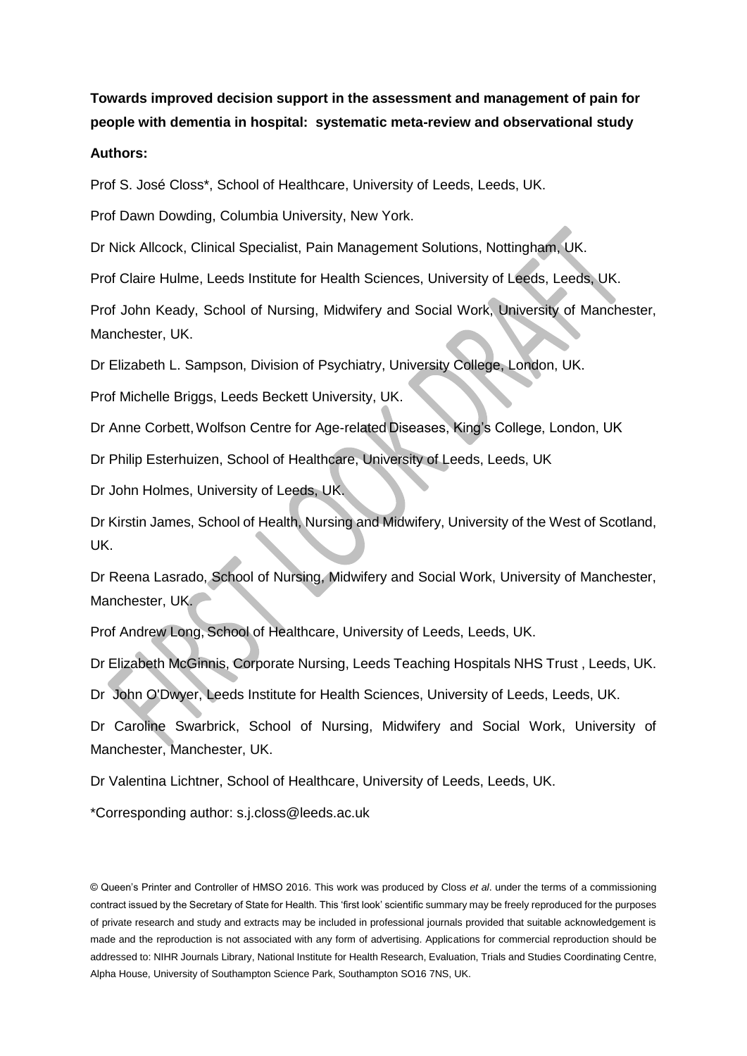**Towards improved decision support in the assessment and management of pain for people with dementia in hospital: systematic meta-review and observational study**

**Authors:**

Prof S. José Closs*, School of Healthcare, University of Leeds, Leeds, UK.

Prof Dawn Dowding, Columbia University, New York.

Dr Nick Allcock, Clinical Specialist, Pain Management Solutions, Nottingham, UK.

Prof Claire Hulme, Leeds Institute for Health Sciences, University of Leeds, Leeds, UK.

Prof John Keady, School of Nursing, Midwifery and Social Work, University of Manchester, Manchester, UK.

Dr Elizabeth L. Sampson, Division of Psychiatry, University College, London, UK.

Prof Michelle Briggs, Leeds Beckett University, UK.

Dr Anne Corbett, Wolfson Centre for Age-related Diseases, King's College, London, UK

Dr Philip Esterhuizen, School of Healthcare, University of Leeds, Leeds, UK

Dr John Holmes, University of Leeds, UK.

Dr Kirstin James, School of Health, Nursing and Midwifery, University of the West of Scotland, UK.

Dr Reena Lasrado, School of Nursing, Midwifery and Social Work, University of Manchester, Manchester, UK.

Prof Andrew Long, School of Healthcare, University of Leeds, Leeds, UK.

Dr Elizabeth McGinnis, Corporate Nursing, Leeds Teaching Hospitals NHS Trust , Leeds, UK.

Dr John O'Dwyer, Leeds Institute for Health Sciences, University of Leeds, Leeds, UK.

Dr Caroline Swarbrick, School of Nursing, Midwifery and Social Work, University of Manchester, Manchester, UK.

Dr Valentina Lichtner, School of Healthcare, University of Leeds, Leeds, UK.

*Corresponding author: s.j.closs@leeds.ac.uk

© Queen's Printer and Controller of HMSO 2016. This work was produced by Closs *et al*. under the terms of a commissioning contract issued by the Secretary of State for Health. This 'first look' scientific summary may be freely reproduced for the purposes of private research and study and extracts may be included in professional journals provided that suitable acknowledgement is made and the reproduction is not associated with any form of advertising. Applications for commercial reproduction should be addressed to: NIHR Journals Library, National Institute for Health Research, Evaluation, Trials and Studies Coordinating Centre, Alpha House, University of Southampton Science Park, Southampton SO16 7NS, UK.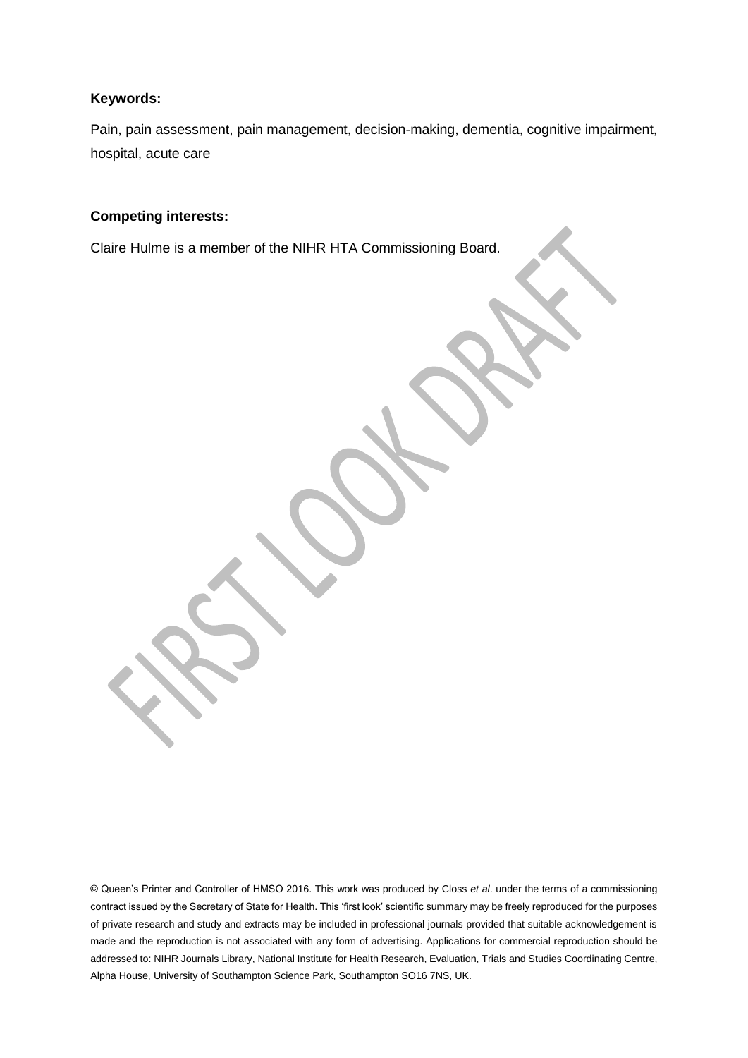**Keywords:**

Pain, pain assessment, pain management, decision-making, dementia, cognitive impairment, hospital, acute care

**Competing interests:**

Claire Hulme is a member of the NIHR HTA Commissioning Board.

© Queen's Printer and Controller of HMSO 2016. This work was produced by Closs *et al*. under the terms of a commissioning contract issued by the Secretary of State for Health. This 'first look' scientific summary may be freely reproduced for the purposes of private research and study and extracts may be included in professional journals provided that suitable acknowledgement is made and the reproduction is not associated with any form of advertising. Applications for commercial reproduction should be addressed to: NIHR Journals Library, National Institute for Health Research, Evaluation, Trials and Studies Coordinating Centre, Alpha House, University of Southampton Science Park, Southampton SO16 7NS, UK.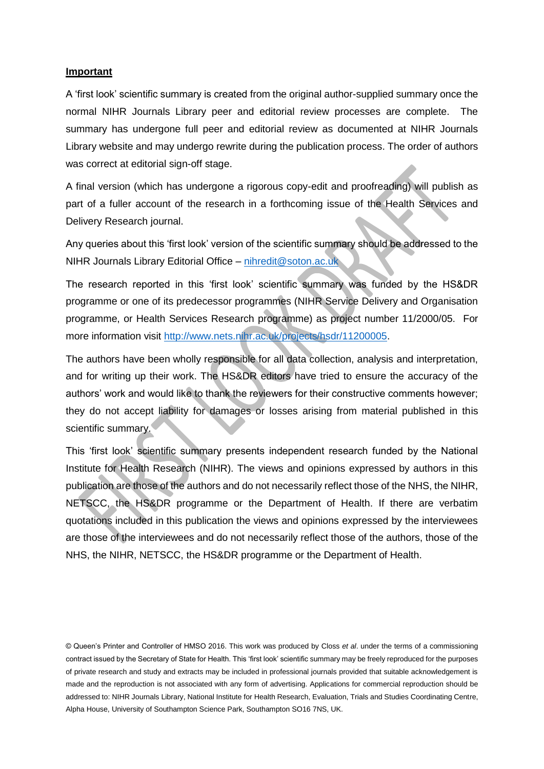**Important**

A 'first look' scientific summary is created from the original author-supplied summary once the normal NIHR Journals Library peer and editorial review processes are complete. The summary has undergone full peer and editorial review as documented at NIHR Journals Library website and may undergo rewrite during the publication process. The order of authors was correct at editorial sign-off stage.

A final version (which has undergone a rigorous copy-edit and proofreading) will publish as part of a fuller account of the research in a forthcoming issue of the Health Services and Delivery Research journal.

Any queries about this 'first look' version of the scientific summary should be addressed to the NIHR Journals Library Editorial Office – nihredit@soton.ac.uk

The research reported in this 'first look' scientific summary was funded by the HS&DR programme or one of its predecessor programmes (NIHR Service Delivery and Organisation programme, or Health Services Research programme) as project number 11/2000/05. For more information visit http://www.nets.nihr.ac.uk/projects/hsdr/11200005.

The authors have been wholly responsible for all data collection, analysis and interpretation, and for writing up their work. The HS&DR editors have tried to ensure the accuracy of the authors' work and would like to thank the reviewers for their constructive comments however; they do not accept liability for damages or losses arising from material published in this scientific summary.

This 'first look' scientific summary presents independent research funded by the National Institute for Health Research (NIHR). The views and opinions expressed by authors in this publication are those of the authors and do not necessarily reflect those of the NHS, the NIHR, NETSCC, the HS&DR programme or the Department of Health. If there are verbatim quotations included in this publication the views and opinions expressed by the interviewees are those of the interviewees and do not necessarily reflect those of the authors, those of the NHS, the NIHR, NETSCC, the HS&DR programme or the Department of Health.

© Queen's Printer and Controller of HMSO 2016. This work was produced by Closs *et al*. under the terms of a commissioning contract issued by the Secretary of State for Health. This 'first look' scientific summary may be freely reproduced for the purposes of private research and study and extracts may be included in professional journals provided that suitable acknowledgement is made and the reproduction is not associated with any form of advertising. Applications for commercial reproduction should be addressed to: NIHR Journals Library, National Institute for Health Research, Evaluation, Trials and Studies Coordinating Centre, Alpha House, University of Southampton Science Park, Southampton SO16 7NS, UK.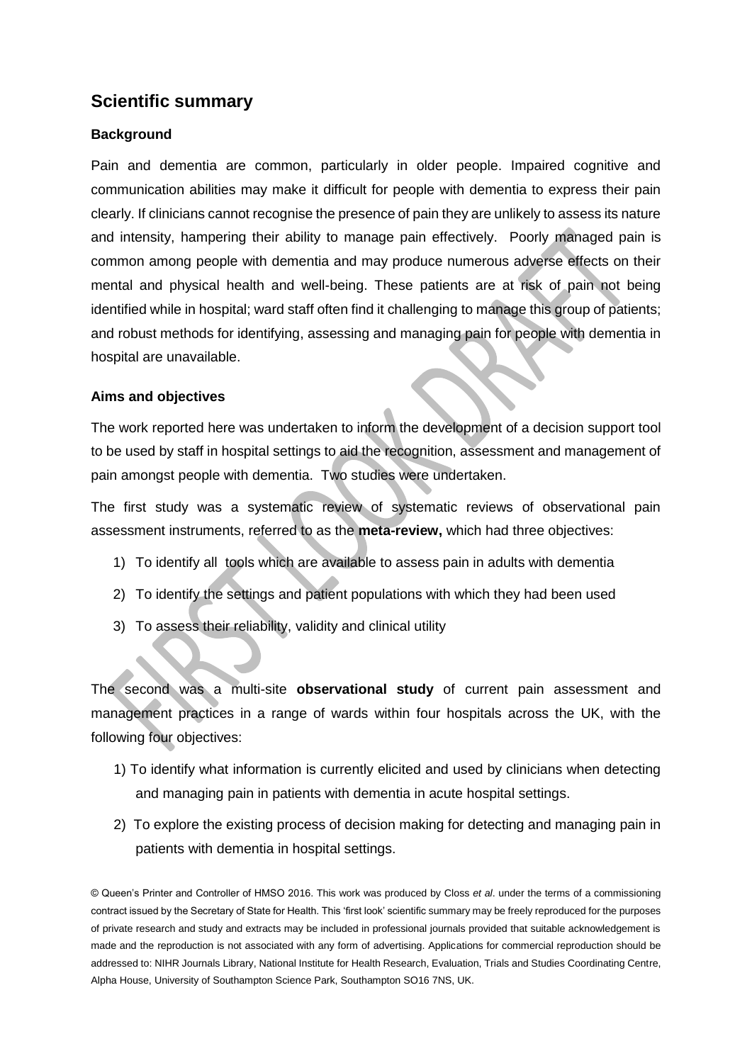## Scientific summary

### Background

Pain and dementia are common, particularly in older people. Impaired cognitive and communication abilities may make it difficult for people with dementia to express their pain clearly. If clinicians cannot recognise the presence of pain they are unlikely to assess its nature and intensity, hampering their ability to manage pain effectively. Poorly managed pain is common among people with dementia and may produce numerous adverse effects on their mental and physical health and well-being. These patients are at risk of pain not being identified while in hospital; ward staff often find it challenging to manage this group of patients; and robust methods for identifying, assessing and managing pain for people with dementia in hospital are unavailable.

### Aims and objectives

The work reported here was undertaken to inform the development of a decision support tool to be used by staff in hospital settings to aid the recognition, assessment and management of pain amongst people with dementia. Two studies were undertaken.

The first study was a systematic review of systematic reviews of observational pain assessment instruments, referred to as the **meta-review,** which had three objectives:

1) To identify all tools which are available to assess pain in adults with dementia
2) To identify the settings and patient populations with which they had been used
3) To assess their reliability, validity and clinical utility

The second was a multi-site **observational study** of current pain assessment and management practices in a range of wards within four hospitals across the UK, with the following four objectives:

1) To identify what information is currently elicited and used by clinicians when detecting and managing pain in patients with dementia in acute hospital settings.
2) To explore the existing process of decision making for detecting and managing pain in patients with dementia in hospital settings.

© Queen's Printer and Controller of HMSO 2016. This work was produced by Closs *et al*. under the terms of a commissioning contract issued by the Secretary of State for Health. This 'first look' scientific summary may be freely reproduced for the purposes of private research and study and extracts may be included in professional journals provided that suitable acknowledgement is made and the reproduction is not associated with any form of advertising. Applications for commercial reproduction should be addressed to: NIHR Journals Library, National Institute for Health Research, Evaluation, Trials and Studies Coordinating Centre, Alpha House, University of Southampton Science Park, Southampton SO16 7NS, UK.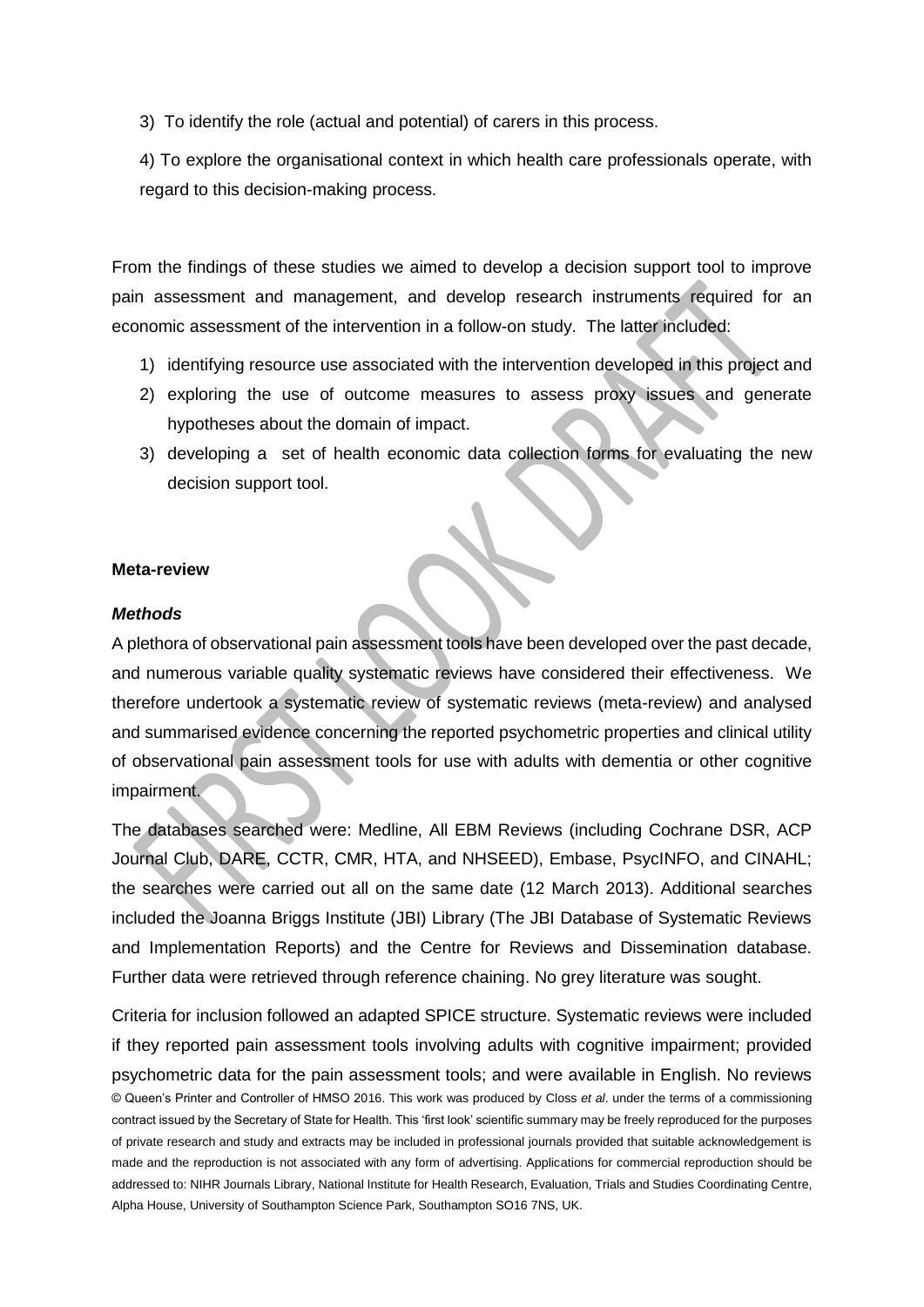3) To identify the role (actual and potential) of carers in this process.

4) To explore the organisational context in which health care professionals operate, with regard to this decision-making process.

From the findings of these studies we aimed to develop a decision support tool to improve pain assessment and management, and develop research instruments required for an economic assessment of the intervention in a follow-on study. The latter included:

1) identifying resource use associated with the intervention developed in this project and
2) exploring the use of outcome measures to assess proxy issues and generate hypotheses about the domain of impact.
3) developing a set of health economic data collection forms for evaluating the new decision support tool.

**Meta-review**

***Methods***

A plethora of observational pain assessment tools have been developed over the past decade, and numerous variable quality systematic reviews have considered their effectiveness. We therefore undertook a systematic review of systematic reviews (meta-review) and analysed and summarised evidence concerning the reported psychometric properties and clinical utility of observational pain assessment tools for use with adults with dementia or other cognitive impairment.

The databases searched were: Medline, All EBM Reviews (including Cochrane DSR, ACP Journal Club, DARE, CCTR, CMR, HTA, and NHSEED), Embase, PsycINFO, and CINAHL; the searches were carried out all on the same date (12 March 2013). Additional searches included the Joanna Briggs Institute (JBI) Library (The JBI Database of Systematic Reviews and Implementation Reports) and the Centre for Reviews and Dissemination database. Further data were retrieved through reference chaining. No grey literature was sought.

Criteria for inclusion followed an adapted SPICE structure. Systematic reviews were included if they reported pain assessment tools involving adults with cognitive impairment; provided psychometric data for the pain assessment tools; and were available in English. No reviews

© Queen's Printer and Controller of HMSO 2016. This work was produced by Closs *et al*. under the terms of a commissioning contract issued by the Secretary of State for Health. This 'first look' scientific summary may be freely reproduced for the purposes of private research and study and extracts may be included in professional journals provided that suitable acknowledgement is made and the reproduction is not associated with any form of advertising. Applications for commercial reproduction should be addressed to: NIHR Journals Library, National Institute for Health Research, Evaluation, Trials and Studies Coordinating Centre, Alpha House, University of Southampton Science Park, Southampton SO16 7NS, UK.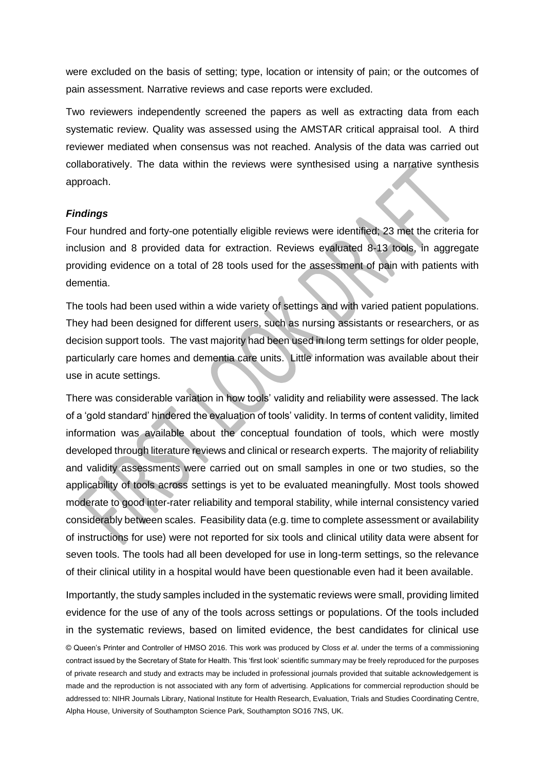were excluded on the basis of setting; type, location or intensity of pain; or the outcomes of pain assessment. Narrative reviews and case reports were excluded.

Two reviewers independently screened the papers as well as extracting data from each systematic review. Quality was assessed using the AMSTAR critical appraisal tool. A third reviewer mediated when consensus was not reached. Analysis of the data was carried out collaboratively. The data within the reviews were synthesised using a narrative synthesis approach.

### *Findings*

Four hundred and forty-one potentially eligible reviews were identified; 23 met the criteria for inclusion and 8 provided data for extraction. Reviews evaluated 8-13 tools, in aggregate providing evidence on a total of 28 tools used for the assessment of pain with patients with dementia.

The tools had been used within a wide variety of settings and with varied patient populations. They had been designed for different users, such as nursing assistants or researchers, or as decision support tools. The vast majority had been used in long term settings for older people, particularly care homes and dementia care units. Little information was available about their use in acute settings.

There was considerable variation in how tools' validity and reliability were assessed. The lack of a 'gold standard' hindered the evaluation of tools' validity. In terms of content validity, limited information was available about the conceptual foundation of tools, which were mostly developed through literature reviews and clinical or research experts. The majority of reliability and validity assessments were carried out on small samples in one or two studies, so the applicability of tools across settings is yet to be evaluated meaningfully. Most tools showed moderate to good inter-rater reliability and temporal stability, while internal consistency varied considerably between scales. Feasibility data (e.g. time to complete assessment or availability of instructions for use) were not reported for six tools and clinical utility data were absent for seven tools. The tools had all been developed for use in long-term settings, so the relevance of their clinical utility in a hospital would have been questionable even had it been available.

Importantly, the study samples included in the systematic reviews were small, providing limited evidence for the use of any of the tools across settings or populations. Of the tools included in the systematic reviews, based on limited evidence, the best candidates for clinical use

© Queen's Printer and Controller of HMSO 2016. This work was produced by Closs *et al*. under the terms of a commissioning contract issued by the Secretary of State for Health. This 'first look' scientific summary may be freely reproduced for the purposes of private research and study and extracts may be included in professional journals provided that suitable acknowledgement is made and the reproduction is not associated with any form of advertising. Applications for commercial reproduction should be addressed to: NIHR Journals Library, National Institute for Health Research, Evaluation, Trials and Studies Coordinating Centre, Alpha House, University of Southampton Science Park, Southampton SO16 7NS, UK.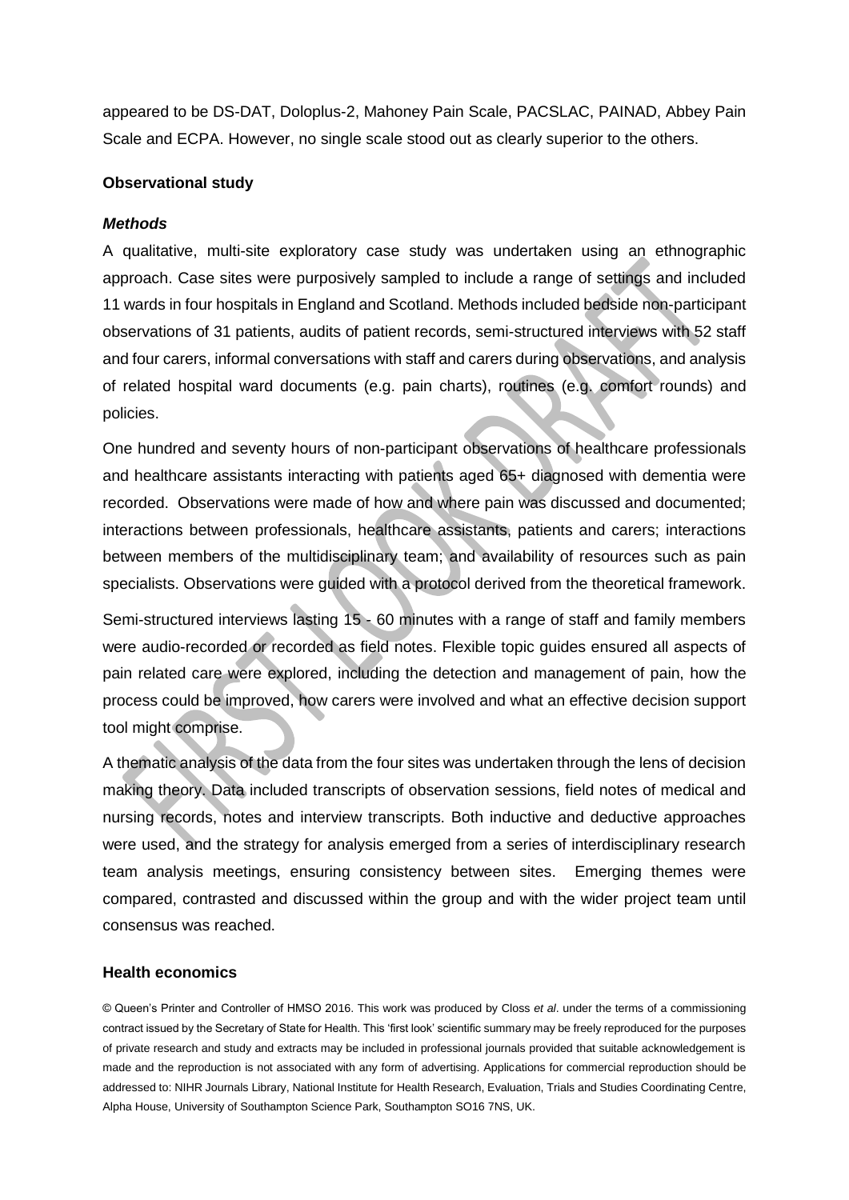appeared to be DS-DAT, Doloplus-2, Mahoney Pain Scale, PACSLAC, PAINAD, Abbey Pain Scale and ECPA. However, no single scale stood out as clearly superior to the others.

**Observational study**

***Methods***

A qualitative, multi-site exploratory case study was undertaken using an ethnographic approach. Case sites were purposively sampled to include a range of settings and included 11 wards in four hospitals in England and Scotland. Methods included bedside non-participant observations of 31 patients, audits of patient records, semi-structured interviews with 52 staff and four carers, informal conversations with staff and carers during observations, and analysis of related hospital ward documents (e.g. pain charts), routines (e.g. comfort rounds) and policies.

One hundred and seventy hours of non-participant observations of healthcare professionals and healthcare assistants interacting with patients aged 65+ diagnosed with dementia were recorded. Observations were made of how and where pain was discussed and documented; interactions between professionals, healthcare assistants, patients and carers; interactions between members of the multidisciplinary team; and availability of resources such as pain specialists. Observations were guided with a protocol derived from the theoretical framework.

Semi-structured interviews lasting 15 - 60 minutes with a range of staff and family members were audio-recorded or recorded as field notes. Flexible topic guides ensured all aspects of pain related care were explored, including the detection and management of pain, how the process could be improved, how carers were involved and what an effective decision support tool might comprise.

A thematic analysis of the data from the four sites was undertaken through the lens of decision making theory. Data included transcripts of observation sessions, field notes of medical and nursing records, notes and interview transcripts. Both inductive and deductive approaches were used, and the strategy for analysis emerged from a series of interdisciplinary research team analysis meetings, ensuring consistency between sites. Emerging themes were compared, contrasted and discussed within the group and with the wider project team until consensus was reached.

**Health economics**

© Queen's Printer and Controller of HMSO 2016. This work was produced by Closs *et al*. under the terms of a commissioning contract issued by the Secretary of State for Health. This 'first look' scientific summary may be freely reproduced for the purposes of private research and study and extracts may be included in professional journals provided that suitable acknowledgement is made and the reproduction is not associated with any form of advertising. Applications for commercial reproduction should be addressed to: NIHR Journals Library, National Institute for Health Research, Evaluation, Trials and Studies Coordinating Centre, Alpha House, University of Southampton Science Park, Southampton SO16 7NS, UK.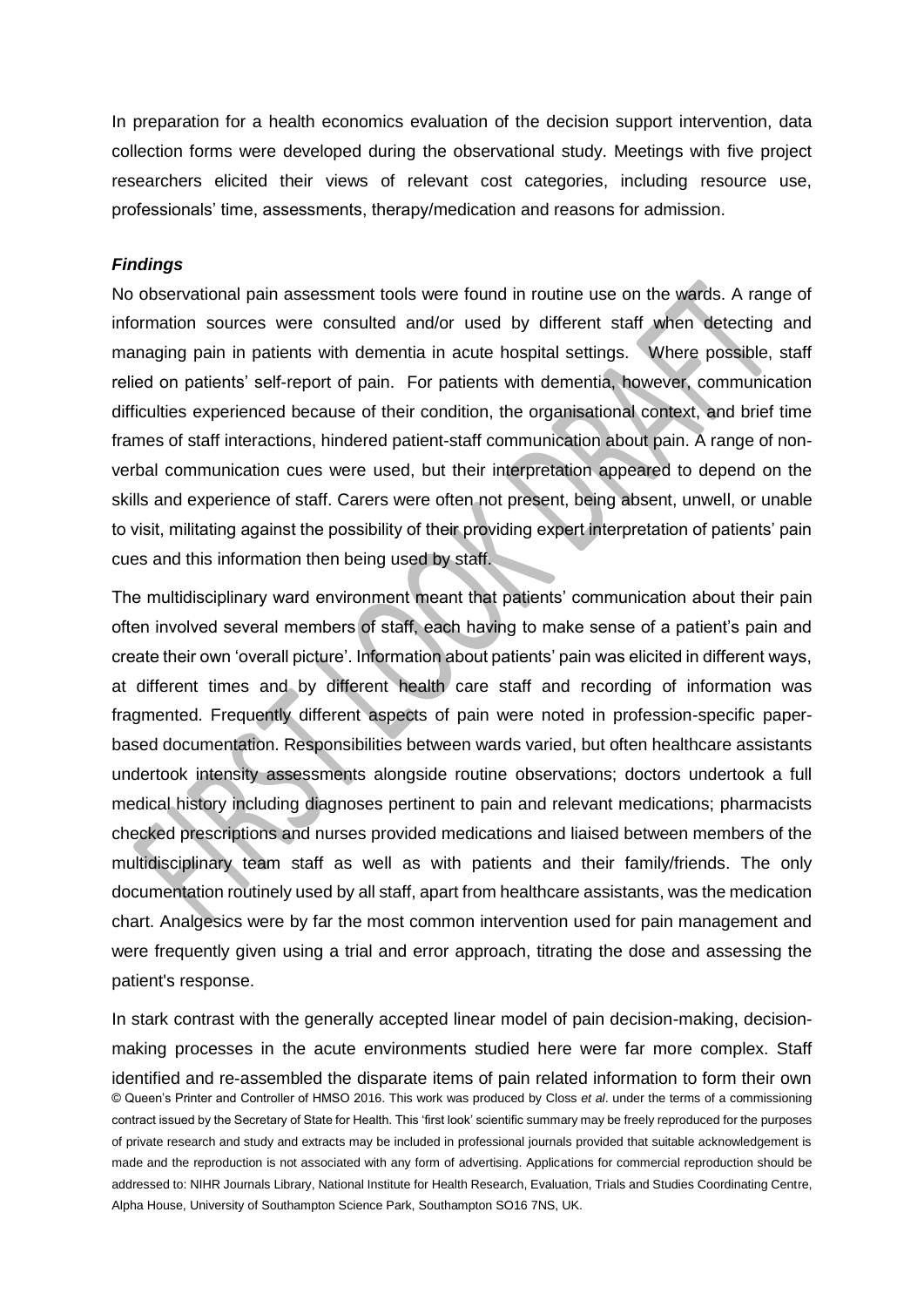In preparation for a health economics evaluation of the decision support intervention, data collection forms were developed during the observational study. Meetings with five project researchers elicited their views of relevant cost categories, including resource use, professionals' time, assessments, therapy/medication and reasons for admission.

### *Findings*

No observational pain assessment tools were found in routine use on the wards. A range of information sources were consulted and/or used by different staff when detecting and managing pain in patients with dementia in acute hospital settings. Where possible, staff relied on patients' self-report of pain. For patients with dementia, however, communication difficulties experienced because of their condition, the organisational context, and brief time frames of staff interactions, hindered patient-staff communication about pain. A range of non-verbal communication cues were used, but their interpretation appeared to depend on the skills and experience of staff. Carers were often not present, being absent, unwell, or unable to visit, militating against the possibility of their providing expert interpretation of patients' pain cues and this information then being used by staff.

The multidisciplinary ward environment meant that patients' communication about their pain often involved several members of staff, each having to make sense of a patient's pain and create their own 'overall picture'. Information about patients' pain was elicited in different ways, at different times and by different health care staff and recording of information was fragmented. Frequently different aspects of pain were noted in profession-specific paper-based documentation. Responsibilities between wards varied, but often healthcare assistants undertook intensity assessments alongside routine observations; doctors undertook a full medical history including diagnoses pertinent to pain and relevant medications; pharmacists checked prescriptions and nurses provided medications and liaised between members of the multidisciplinary team staff as well as with patients and their family/friends. The only documentation routinely used by all staff, apart from healthcare assistants, was the medication chart. Analgesics were by far the most common intervention used for pain management and were frequently given using a trial and error approach, titrating the dose and assessing the patient's response.

In stark contrast with the generally accepted linear model of pain decision-making, decision-making processes in the acute environments studied here were far more complex. Staff identified and re-assembled the disparate items of pain related information to form their own

© Queen's Printer and Controller of HMSO 2016. This work was produced by Closs *et al*. under the terms of a commissioning contract issued by the Secretary of State for Health. This 'first look' scientific summary may be freely reproduced for the purposes of private research and study and extracts may be included in professional journals provided that suitable acknowledgement is made and the reproduction is not associated with any form of advertising. Applications for commercial reproduction should be addressed to: NIHR Journals Library, National Institute for Health Research, Evaluation, Trials and Studies Coordinating Centre, Alpha House, University of Southampton Science Park, Southampton SO16 7NS, UK.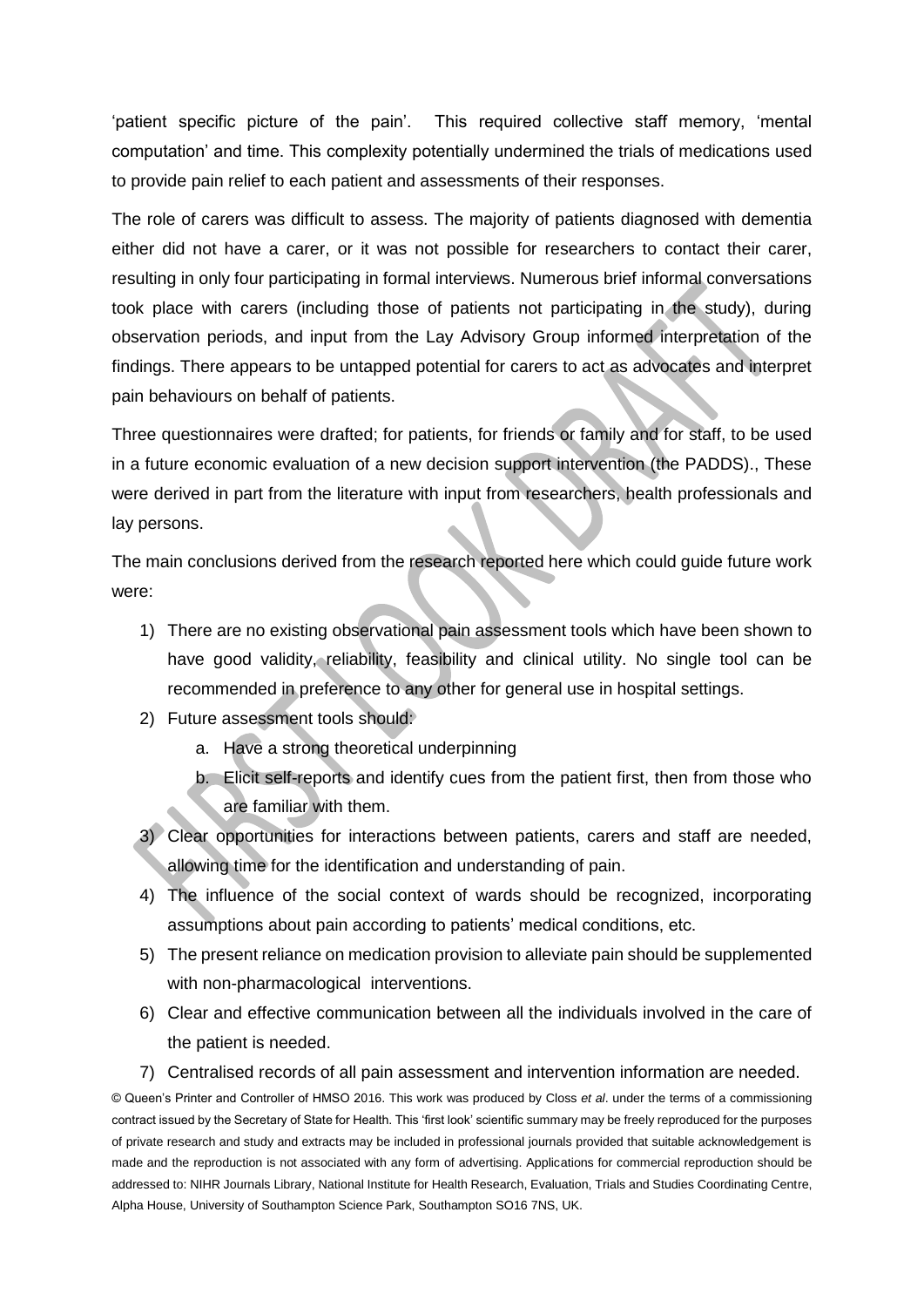'patient specific picture of the pain'. This required collective staff memory, 'mental computation' and time. This complexity potentially undermined the trials of medications used to provide pain relief to each patient and assessments of their responses.

The role of carers was difficult to assess. The majority of patients diagnosed with dementia either did not have a carer, or it was not possible for researchers to contact their carer, resulting in only four participating in formal interviews. Numerous brief informal conversations took place with carers (including those of patients not participating in the study), during observation periods, and input from the Lay Advisory Group informed interpretation of the findings. There appears to be untapped potential for carers to act as advocates and interpret pain behaviours on behalf of patients.

Three questionnaires were drafted; for patients, for friends or family and for staff, to be used in a future economic evaluation of a new decision support intervention (the PADDS)., These were derived in part from the literature with input from researchers, health professionals and lay persons.

The main conclusions derived from the research reported here which could guide future work were:

1) There are no existing observational pain assessment tools which have been shown to have good validity, reliability, feasibility and clinical utility. No single tool can be recommended in preference to any other for general use in hospital settings.
2) Future assessment tools should:
    a. Have a strong theoretical underpinning
    b. Elicit self-reports and identify cues from the patient first, then from those who are familiar with them.
3) Clear opportunities for interactions between patients, carers and staff are needed, allowing time for the identification and understanding of pain.
4) The influence of the social context of wards should be recognized, incorporating assumptions about pain according to patients' medical conditions, etc.
5) The present reliance on medication provision to alleviate pain should be supplemented with non-pharmacological interventions.
6) Clear and effective communication between all the individuals involved in the care of the patient is needed.
7) Centralised records of all pain assessment and intervention information are needed.

© Queen's Printer and Controller of HMSO 2016. This work was produced by Closs *et al*. under the terms of a commissioning contract issued by the Secretary of State for Health. This 'first look' scientific summary may be freely reproduced for the purposes of private research and study and extracts may be included in professional journals provided that suitable acknowledgement is made and the reproduction is not associated with any form of advertising. Applications for commercial reproduction should be addressed to: NIHR Journals Library, National Institute for Health Research, Evaluation, Trials and Studies Coordinating Centre, Alpha House, University of Southampton Science Park, Southampton SO16 7NS, UK.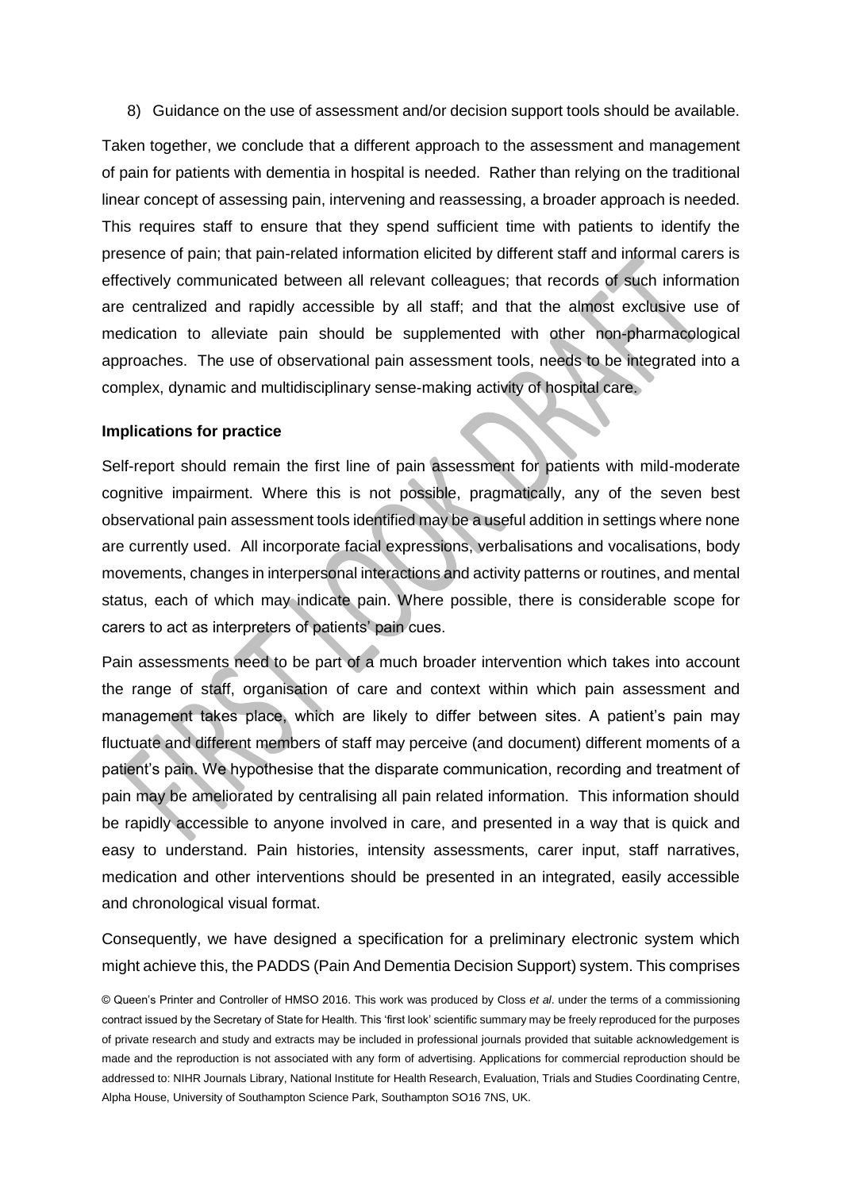8) Guidance on the use of assessment and/or decision support tools should be available.

Taken together, we conclude that a different approach to the assessment and management of pain for patients with dementia in hospital is needed. Rather than relying on the traditional linear concept of assessing pain, intervening and reassessing, a broader approach is needed. This requires staff to ensure that they spend sufficient time with patients to identify the presence of pain; that pain-related information elicited by different staff and informal carers is effectively communicated between all relevant colleagues; that records of such information are centralized and rapidly accessible by all staff; and that the almost exclusive use of medication to alleviate pain should be supplemented with other non-pharmacological approaches. The use of observational pain assessment tools, needs to be integrated into a complex, dynamic and multidisciplinary sense-making activity of hospital care.

**Implications for practice**

Self-report should remain the first line of pain assessment for patients with mild-moderate cognitive impairment. Where this is not possible, pragmatically, any of the seven best observational pain assessment tools identified may be a useful addition in settings where none are currently used. All incorporate facial expressions, verbalisations and vocalisations, body movements, changes in interpersonal interactions and activity patterns or routines, and mental status, each of which may indicate pain. Where possible, there is considerable scope for carers to act as interpreters of patients' pain cues.

Pain assessments need to be part of a much broader intervention which takes into account the range of staff, organisation of care and context within which pain assessment and management takes place, which are likely to differ between sites. A patient's pain may fluctuate and different members of staff may perceive (and document) different moments of a patient's pain. We hypothesise that the disparate communication, recording and treatment of pain may be ameliorated by centralising all pain related information. This information should be rapidly accessible to anyone involved in care, and presented in a way that is quick and easy to understand. Pain histories, intensity assessments, carer input, staff narratives, medication and other interventions should be presented in an integrated, easily accessible and chronological visual format.

Consequently, we have designed a specification for a preliminary electronic system which might achieve this, the PADDS (Pain And Dementia Decision Support) system. This comprises

© Queen's Printer and Controller of HMSO 2016. This work was produced by Closs *et al*. under the terms of a commissioning contract issued by the Secretary of State for Health. This 'first look' scientific summary may be freely reproduced for the purposes of private research and study and extracts may be included in professional journals provided that suitable acknowledgement is made and the reproduction is not associated with any form of advertising. Applications for commercial reproduction should be addressed to: NIHR Journals Library, National Institute for Health Research, Evaluation, Trials and Studies Coordinating Centre, Alpha House, University of Southampton Science Park, Southampton SO16 7NS, UK.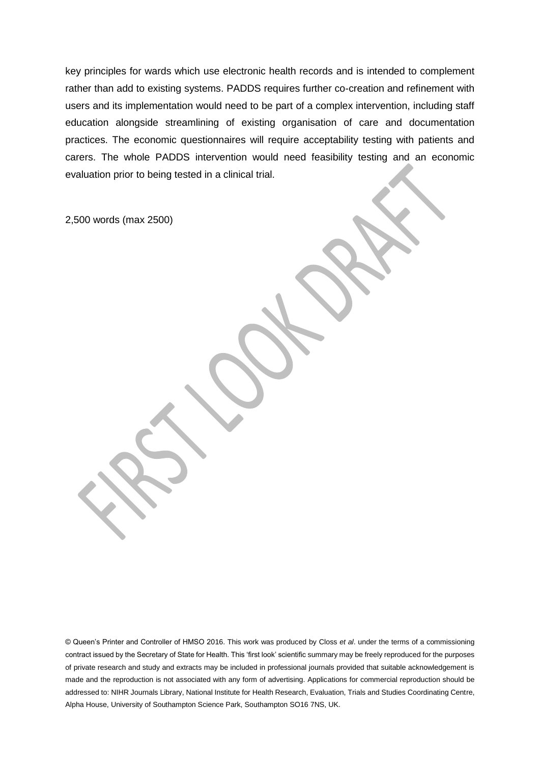key principles for wards which use electronic health records and is intended to complement rather than add to existing systems. PADDS requires further co-creation and refinement with users and its implementation would need to be part of a complex intervention, including staff education alongside streamlining of existing organisation of care and documentation practices. The economic questionnaires will require acceptability testing with patients and carers. The whole PADDS intervention would need feasibility testing and an economic evaluation prior to being tested in a clinical trial.

2,500 words (max 2500)

© Queen's Printer and Controller of HMSO 2016. This work was produced by Closs *et al*. under the terms of a commissioning contract issued by the Secretary of State for Health. This 'first look' scientific summary may be freely reproduced for the purposes of private research and study and extracts may be included in professional journals provided that suitable acknowledgement is made and the reproduction is not associated with any form of advertising. Applications for commercial reproduction should be addressed to: NIHR Journals Library, National Institute for Health Research, Evaluation, Trials and Studies Coordinating Centre, Alpha House, University of Southampton Science Park, Southampton SO16 7NS, UK.